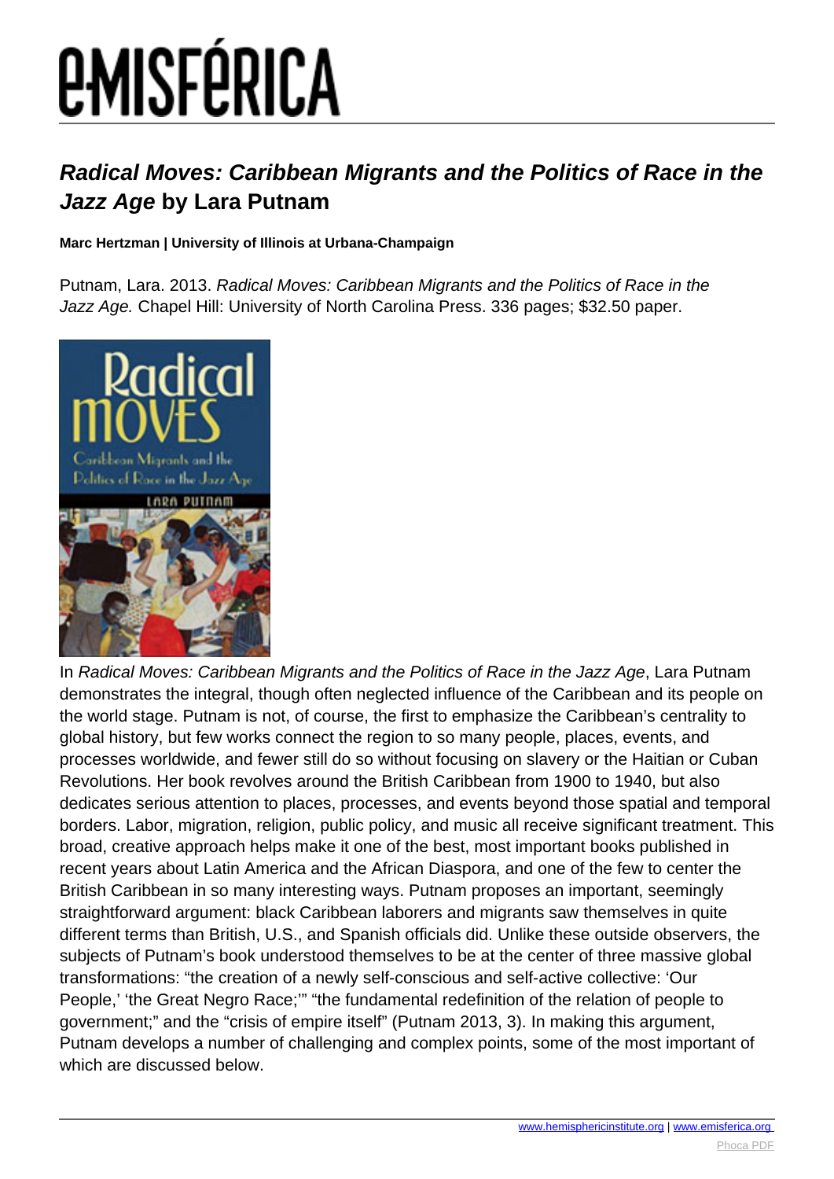# *Radical Moves: Caribbean Migrants and the Politics of Race in the Jazz Age* by Lara Putnam

**Marc Hertzman | University of Illinois at Urbana-Champaign**

Putnam, Lara. 2013. *Radical Moves: Caribbean Migrants and the Politics of Race in the Jazz Age.* Chapel Hill: University of North Carolina Press. 336 pages; $32.50 paper.

In *Radical Moves: Caribbean Migrants and the Politics of Race in the Jazz Age*, Lara Putnam demonstrates the integral, though often neglected influence of the Caribbean and its people on the world stage. Putnam is not, of course, the first to emphasize the Caribbean's centrality to global history, but few works connect the region to so many people, places, events, and processes worldwide, and fewer still do so without focusing on slavery or the Haitian or Cuban Revolutions. Her book revolves around the British Caribbean from 1900 to 1940, but also dedicates serious attention to places, processes, and events beyond those spatial and temporal borders. Labor, migration, religion, public policy, and music all receive significant treatment. This broad, creative approach helps make it one of the best, most important books published in recent years about Latin America and the African Diaspora, and one of the few to center the British Caribbean in so many interesting ways. Putnam proposes an important, seemingly straightforward argument: black Caribbean laborers and migrants saw themselves in quite different terms than British, U.S., and Spanish officials did. Unlike these outside observers, the subjects of Putnam's book understood themselves to be at the center of three massive global transformations: "the creation of a newly self-conscious and self-active collective: 'Our People,' 'the Great Negro Race;'" "the fundamental redefinition of the relation of people to government;" and the "crisis of empire itself" (Putnam 2013, 3). In making this argument, Putnam develops a number of challenging and complex points, some of the most important of which are discussed below.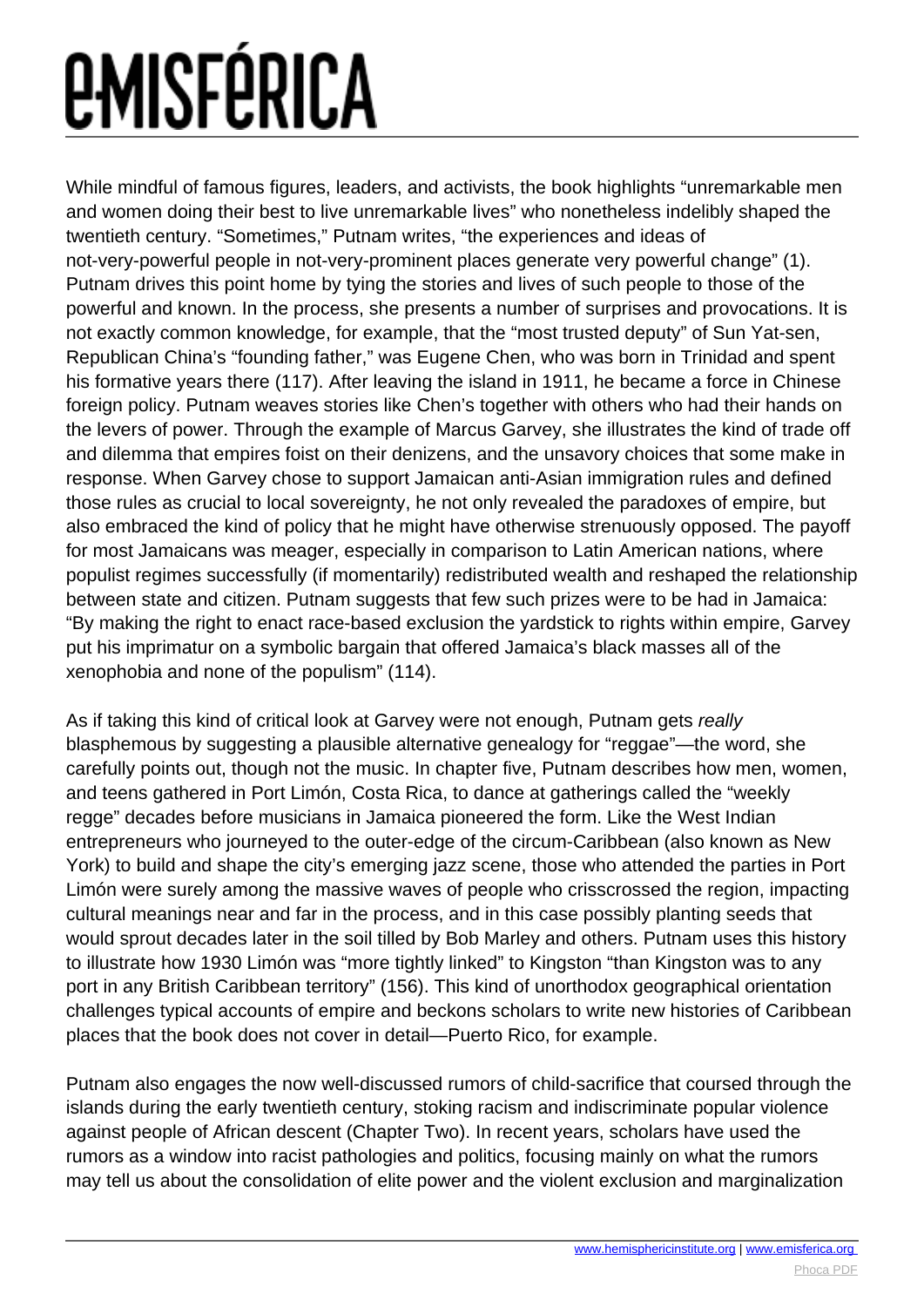While mindful of famous figures, leaders, and activists, the book highlights "unremarkable men and women doing their best to live unremarkable lives" who nonetheless indelibly shaped the twentieth century. "Sometimes," Putnam writes, "the experiences and ideas of not-very-powerful people in not-very-prominent places generate very powerful change" (1). Putnam drives this point home by tying the stories and lives of such people to those of the powerful and known. In the process, she presents a number of surprises and provocations. It is not exactly common knowledge, for example, that the "most trusted deputy" of Sun Yat-sen, Republican China's "founding father," was Eugene Chen, who was born in Trinidad and spent his formative years there (117). After leaving the island in 1911, he became a force in Chinese foreign policy. Putnam weaves stories like Chen's together with others who had their hands on the levers of power. Through the example of Marcus Garvey, she illustrates the kind of trade off and dilemma that empires foist on their denizens, and the unsavory choices that some make in response. When Garvey chose to support Jamaican anti-Asian immigration rules and defined those rules as crucial to local sovereignty, he not only revealed the paradoxes of empire, but also embraced the kind of policy that he might have otherwise strenuously opposed. The payoff for most Jamaicans was meager, especially in comparison to Latin American nations, where populist regimes successfully (if momentarily) redistributed wealth and reshaped the relationship between state and citizen. Putnam suggests that few such prizes were to be had in Jamaica: "By making the right to enact race-based exclusion the yardstick to rights within empire, Garvey put his imprimatur on a symbolic bargain that offered Jamaica's black masses all of the xenophobia and none of the populism" (114).

As if taking this kind of critical look at Garvey were not enough, Putnam gets *really* blasphemous by suggesting a plausible alternative genealogy for "reggae"—the word, she carefully points out, though not the music. In chapter five, Putnam describes how men, women, and teens gathered in Port Limón, Costa Rica, to dance at gatherings called the "weekly regge" decades before musicians in Jamaica pioneered the form. Like the West Indian entrepreneurs who journeyed to the outer-edge of the circum-Caribbean (also known as New York) to build and shape the city's emerging jazz scene, those who attended the parties in Port Limón were surely among the massive waves of people who crisscrossed the region, impacting cultural meanings near and far in the process, and in this case possibly planting seeds that would sprout decades later in the soil tilled by Bob Marley and others. Putnam uses this history to illustrate how 1930 Limón was "more tightly linked" to Kingston "than Kingston was to any port in any British Caribbean territory" (156). This kind of unorthodox geographical orientation challenges typical accounts of empire and beckons scholars to write new histories of Caribbean places that the book does not cover in detail—Puerto Rico, for example.

Putnam also engages the now well-discussed rumors of child-sacrifice that coursed through the islands during the early twentieth century, stoking racism and indiscriminate popular violence against people of African descent (Chapter Two). In recent years, scholars have used the rumors as a window into racist pathologies and politics, focusing mainly on what the rumors may tell us about the consolidation of elite power and the violent exclusion and marginalization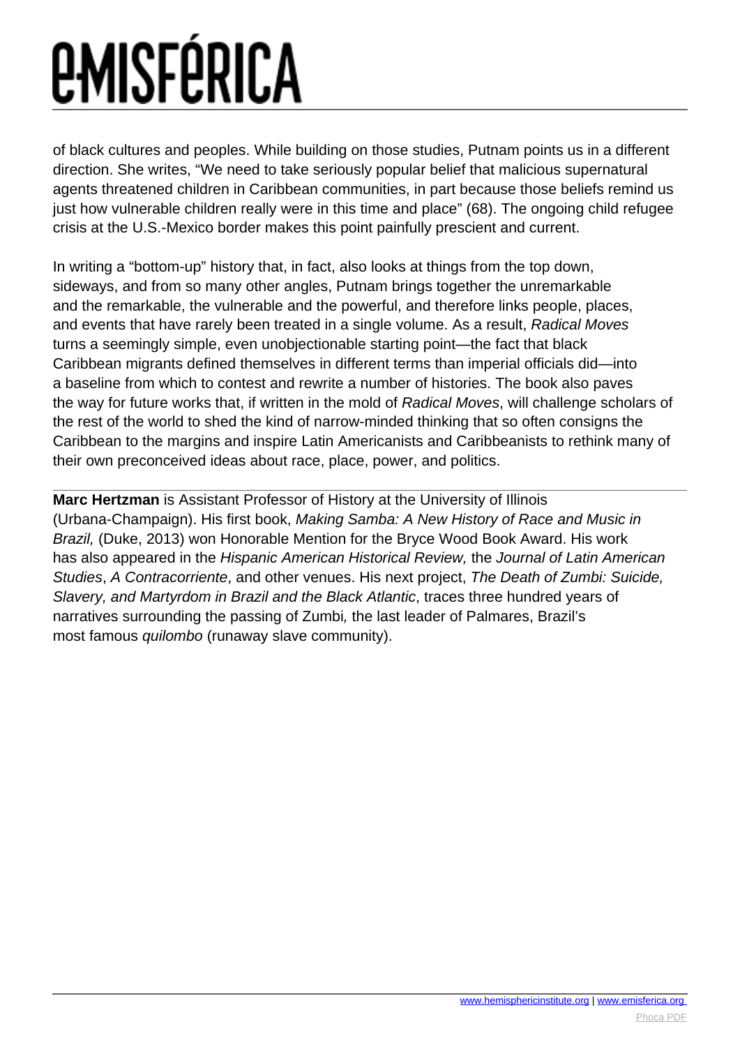of black cultures and peoples. While building on those studies, Putnam points us in a different direction. She writes, "We need to take seriously popular belief that malicious supernatural agents threatened children in Caribbean communities, in part because those beliefs remind us just how vulnerable children really were in this time and place" (68). The ongoing child refugee crisis at the U.S.-Mexico border makes this point painfully prescient and current.

In writing a "bottom-up" history that, in fact, also looks at things from the top down, sideways, and from so many other angles, Putnam brings together the unremarkable and the remarkable, the vulnerable and the powerful, and therefore links people, places, and events that have rarely been treated in a single volume. As a result, *Radical Moves* turns a seemingly simple, even unobjectionable starting point—the fact that black Caribbean migrants defined themselves in different terms than imperial officials did—into a baseline from which to contest and rewrite a number of histories. The book also paves the way for future works that, if written in the mold of *Radical Moves*, will challenge scholars of the rest of the world to shed the kind of narrow-minded thinking that so often consigns the Caribbean to the margins and inspire Latin Americanists and Caribbeanists to rethink many of their own preconceived ideas about race, place, power, and politics.

---

**Marc Hertzman** is Assistant Professor of History at the University of Illinois (Urbana-Champaign). His first book, *Making Samba: A New History of Race and Music in Brazil,* (Duke, 2013) won Honorable Mention for the Bryce Wood Book Award. His work has also appeared in the *Hispanic American Historical Review,* the *Journal of Latin American Studies*, *A Contracorriente*, and other venues. His next project, *The Death of Zumbi: Suicide, Slavery, and Martyrdom in Brazil and the Black Atlantic*, traces three hundred years of narratives surrounding the passing of Zumbi*,* the last leader of Palmares, Brazil's most famous *quilombo* (runaway slave community).